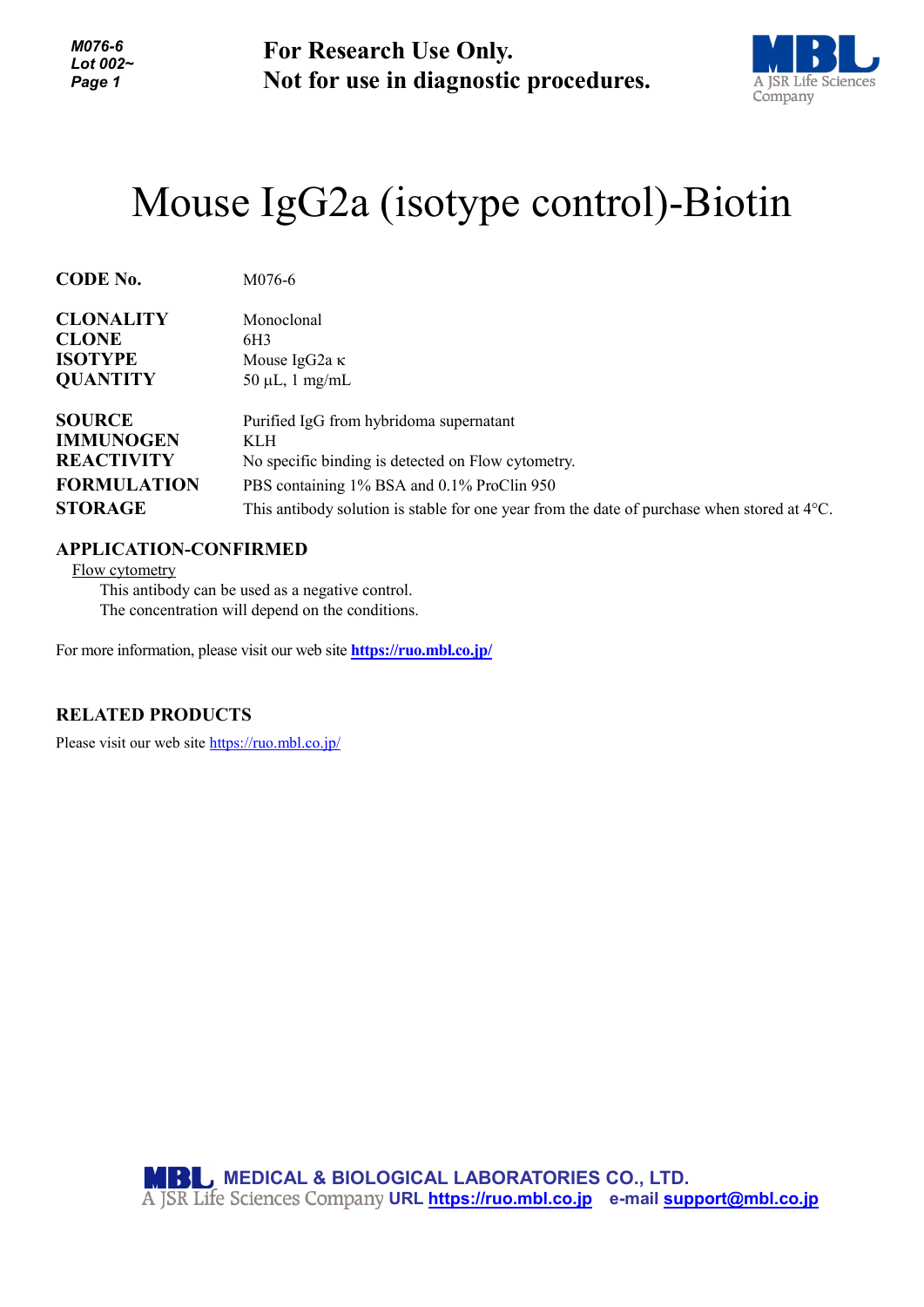**For Research Use Only.**
**Not for use in diagnostic procedures.**

# Mouse IgG2a (isotype control)-Biotin

| | |
|---|---|
| **CODE No.** | M076-6 |
| **CLONALITY** | Monoclonal |
| **CLONE** | 6H3 |
| **ISOTYPE** | Mouse IgG2a κ |
| **QUANTITY** | 50 μL, 1 mg/mL |
| **SOURCE** | Purified IgG from hybridoma supernatant |
| **IMMUNOGEN** | KLH |
| **REACTIVITY** | No specific binding is detected on Flow cytometry. |
| **FORMULATION** | PBS containing 1% BSA and 0.1% ProClin 950 |
| **STORAGE** | This antibody solution is stable for one year from the date of purchase when stored at 4°C. |

## APPLICATION-CONFIRMED

Flow cytometry

This antibody can be used as a negative control.
The concentration will depend on the conditions.

For more information, please visit our web site **https://ruo.mbl.co.jp/**

## RELATED PRODUCTS

Please visit our web site https://ruo.mbl.co.jp/

**MEDICAL & BIOLOGICAL LABORATORIES CO., LTD.**
A JSR Life Sciences Company **URL https://ruo.mbl.co.jp e-mail support@mbl.co.jp**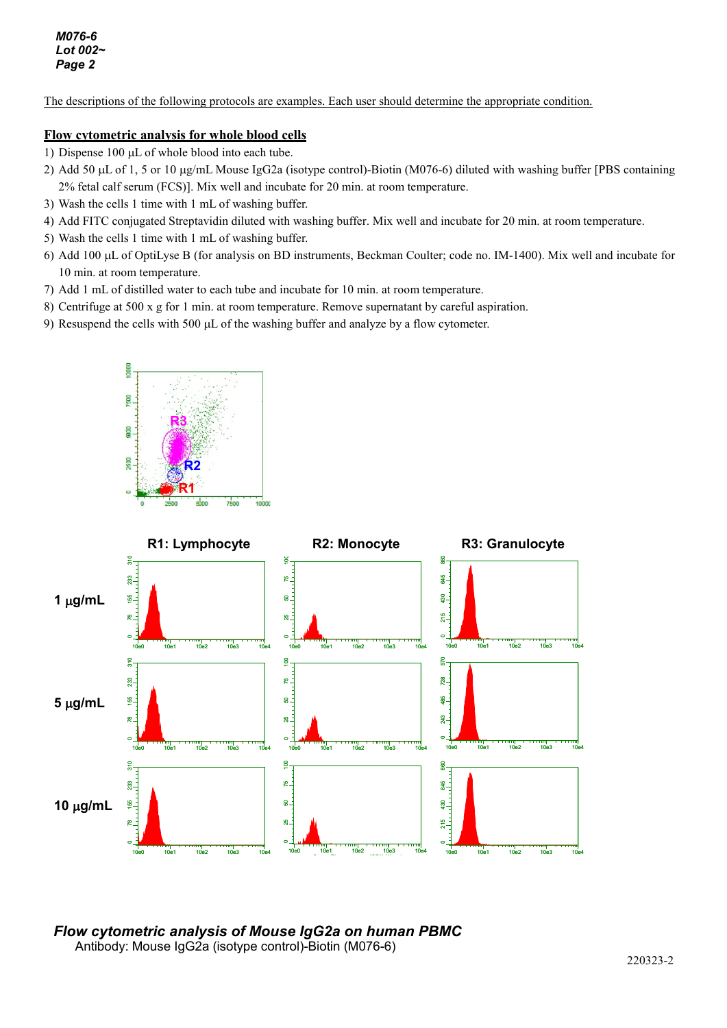M076-6
Lot 002~

The descriptions of the following protocols are examples. Each user should determine the appropriate condition.

## Flow cytometric analysis for whole blood cells

1) Dispense 100 µL of whole blood into each tube.
2) Add 50 µL of 1, 5 or 10 µg/mL Mouse IgG2a (isotype control)-Biotin (M076-6) diluted with washing buffer [PBS containing 2% fetal calf serum (FCS)]. Mix well and incubate for 20 min. at room temperature.
3) Wash the cells 1 time with 1 mL of washing buffer.
4) Add FITC conjugated Streptavidin diluted with washing buffer. Mix well and incubate for 20 min. at room temperature.
5) Wash the cells 1 time with 1 mL of washing buffer.
6) Add 100 µL of OptiLyse B (for analysis on BD instruments, Beckman Coulter; code no. IM-1400). Mix well and incubate for 10 min. at room temperature.
7) Add 1 mL of distilled water to each tube and incubate for 10 min. at room temperature.
8) Centrifuge at 500 x g for 1 min. at room temperature. Remove supernatant by careful aspiration.
9) Resuspend the cells with 500 µL of the washing buffer and analyze by a flow cytometer.

R3
R2
R1

R1: Lymphocyte
R2: Monocyte
R3: Granulocyte

1 µg/mL
5 µg/mL
10 µg/mL

***Flow cytometric analysis of Mouse IgG2a on human PBMC***
Antibody: Mouse IgG2a (isotype control)-Biotin (M076-6)

220323-2